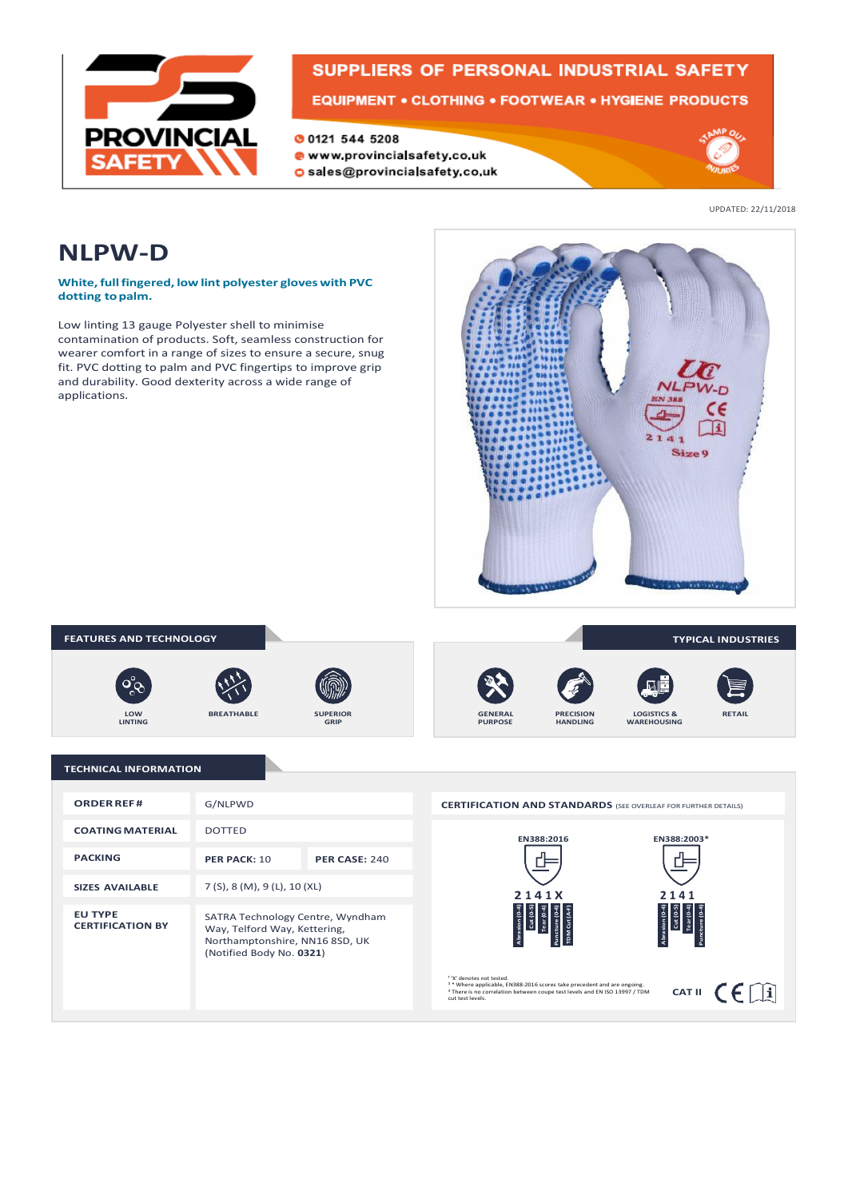PROVINCIAL SAFETY

SUPPLIERS OF PERSONAL INDUSTRIAL SAFETY

EQUIPMENT • CLOTHING • FOOTWEAR • HYGIENE PRODUCTS

0121 544 5208
www.provincialsafety.co.uk
sales@provincialsafety.co.uk

UPDATED: 22/11/2018

# NLPW-D

**White, full fingered, low lint polyester gloves with PVC dotting to palm.**

Low linting 13 gauge Polyester shell to minimise contamination of products. Soft, seamless construction for wearer comfort in a range of sizes to ensure a secure, snug fit. PVC dotting to palm and PVC fingertips to improve grip and durability. Good dexterity across a wide range of applications.

## FEATURES AND TECHNOLOGY

- LOW LINTING
- BREATHABLE
- SUPERIOR GRIP

## TYPICAL INDUSTRIES

- GENERAL PURPOSE
- PRECISION HANDLING
- LOGISTICS & WAREHOUSING
- RETAIL

## TECHNICAL INFORMATION

| | | |
|---|---|---|
| **ORDER REF #** | G/NLPWD | |
| **COATING MATERIAL** | DOTTED | |
| **PACKING** | **PER PACK:** 10 | **PER CASE:** 240 |
| **SIZES AVAILABLE** | 7 (S), 8 (M), 9 (L), 10 (XL) | |
| **EU TYPE CERTIFICATION BY** | SATRA Technology Centre, Wyndham Way, Telford Way, Kettering, Northamptonshire, NN16 8SD, UK (Notified Body No. **0321**) | |

### CERTIFICATION AND STANDARDS (SEE OVERLEAF FOR FURTHER DETAILS)

| EN388:2016 | EN388:2003* |
|---|---|
| 2 1 4 1 X | 2 1 4 1 |
| Abrasion (0-4), Cut (0-5), Tear (0-4), Puncture (0-4), TDM Cut (A-F) | Abrasion (0-4), Cut (0-5), Tear (0-4), Puncture (0-4) |

¹ 'X' denotes not tested.
² * Where applicable, EN388:2016 scores take precedent and are ongoing.
³ There is no correlation between coupe test levels and EN ISO 13997 / TDM cut test levels.

CAT II CE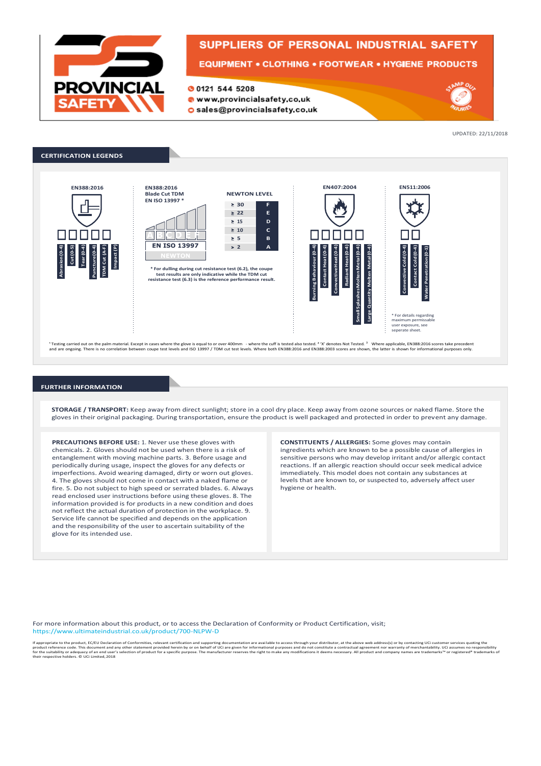SUPPLIERS OF PERSONAL INDUSTRIAL SAFETY

EQUIPMENT • CLOTHING • FOOTWEAR • HYGIENE PRODUCTS

0121 544 5208
www.provincialsafety.co.uk
sales@provincialsafety.co.uk

PROVINCIAL SAFETY

UPDATED: 22/11/2018

## CERTIFICATION LEGENDS

**EN388:2016**

Abrasion (0-4)
Cut (0-5)
Tear (0-4)
Puncture (0-4)
TDM Cut (A-F)
Impact (P)

**EN388:2016**
**Blade Cut TDM**
**EN ISO 13997 ***

A B C D E F

EN ISO 13997

NEWTON

**NEWTON LEVEL**

| | |
|---|---|
| ≥ 30 | F |
| ≥ 22 | E |
| ≥ 15 | D |
| ≥ 10 | C |
| ≥ 5 | B |
| ≥ 2 | A |

* For dulling during cut resistance test (6.2), the coupe test results are only indicative while the TDM cut resistance test (6.3) is the reference performance result.

**EN407:2004**

Burning Behaviour (0-4)
Contact Heat (0-4)
Convective Heat (0-4)
Radiant Heat (0-4)
Small Splashes Molten Metal (0-4)
Large Quantity Molten Metal (0-4)

**EN511:2006**

Convective Cold (0-4)
Contact Cold (0-4)
Water Penetration (0-1)

* For details regarding maximum permissable user exposure, see seperate sheet.

[1] Testing carried out on the palm material. Except in cases where the glove is equal to or over 400mm - where the cuff is tested also tested. [2] 'X' denotes Not Tested. [3] Where applicable, EN388:2016 scores take precedent and are ongoing. There is no correlation between coupe test levels and ISO 13997 / TDM cut test levels. Where both EN388:2016 and EN388:2003 scores are shown, the latter is shown for informational purposes only.

## FURTHER INFORMATION

**STORAGE / TRANSPORT:** Keep away from direct sunlight; store in a cool dry place. Keep away from ozone sources or naked flame. Store the gloves in their original packaging. During transportation, ensure the product is well packaged and protected in order to prevent any damage.

**PRECAUTIONS BEFORE USE:** 1. Never use these gloves with chemicals. 2. Gloves should not be used when there is a risk of entanglement with moving machine parts. 3. Before usage and periodically during usage, inspect the gloves for any defects or imperfections. Avoid wearing damaged, dirty or worn out gloves. 4. The gloves should not come in contact with a naked flame or fire. 5. Do not subject to high speed or serrated blades. 6. Always read enclosed user instructions before using these gloves. 8. The information provided is for products in a new condition and does not reflect the actual duration of protection in the workplace. 9. Service life cannot be specified and depends on the application and the responsibility of the user to ascertain suitability of the glove for its intended use.

**CONSTITUENTS / ALLERGIES:** Some gloves may contain ingredients which are known to be a possible cause of allergies in sensitive persons who may develop irritant and/or allergic contact reactions. If an allergic reaction should occur seek medical advice immediately. This model does not contain any substances at levels that are known to, or suspected to, adversely affect user hygiene or health.

For more information about this product, or to access the Declaration of Conformity or Product Certification, visit;
https://www.ultimateindustrial.co.uk/product/700-NLPW-D

If appropriate to the product, EC/EU Declaration of Conformities, relevant certification and supporting documentation are available to access through your distributor, at the above web address(s) or by contacting UCi customer services quoting the product reference code. This document and any other statement provided herein by or on behalf of UCi are given for informational purposes and do not constitute a contractual agreement nor warranty of merchantability. UCi assumes no responsibility for the suitability or adequacy of an end user's selection of product for a specific purpose. The manufacturer reserves the right to make any modifications it deems necessary. All product and company names are trademarks™ or registered® trademarks of their respective holders. © UCi Limited, 2018